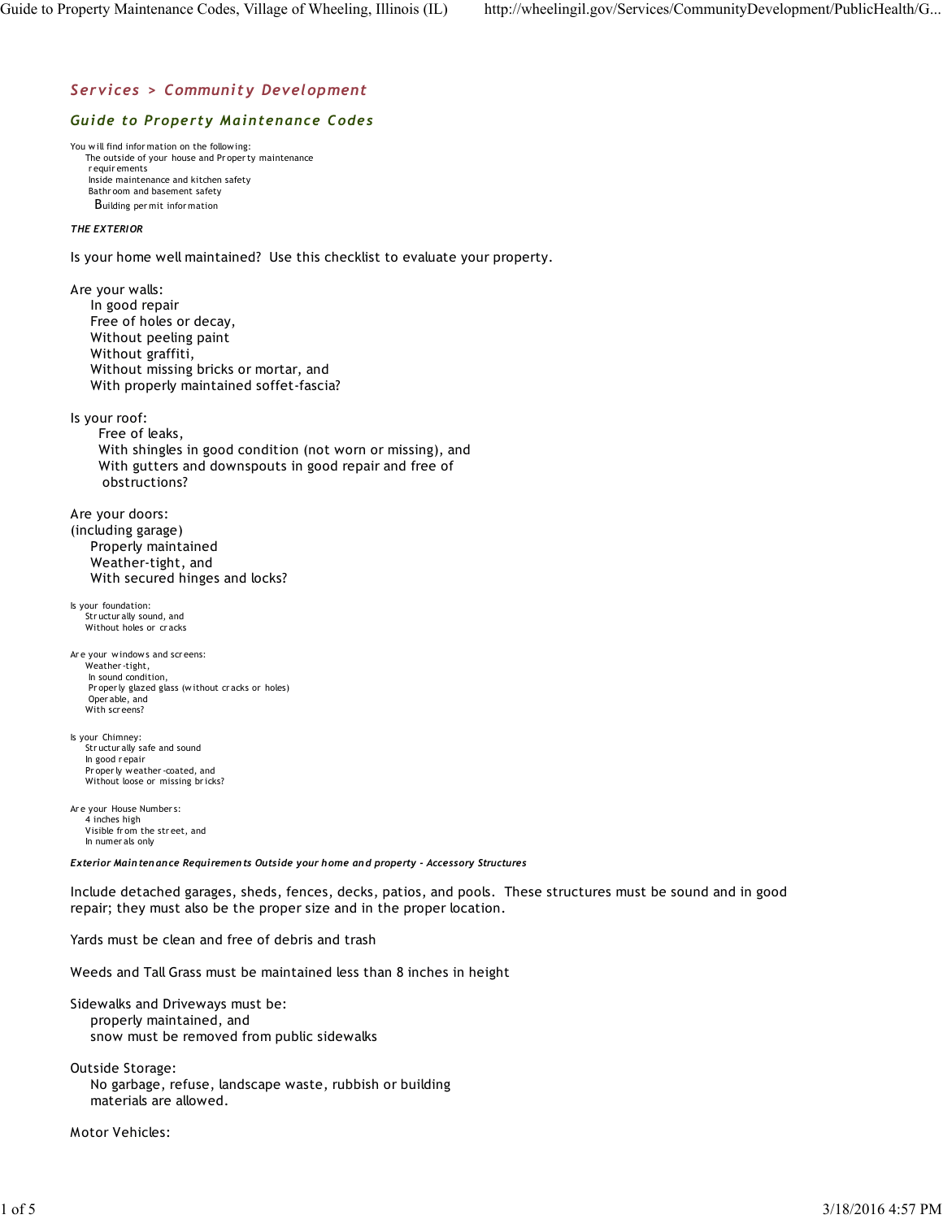## *Services > Community Development*

### *Guide to Property Maintenance Codes*

You will find information on the following:

- The outside of your house and Property maintenance requirements
- Inside maintenance and kitchen safety
- Bathroom and basement safety
- Building permit information

***THE EXTERIOR***

Is your home well maintained? Use this checklist to evaluate your property.

Are your walls:

- In good repair
- Free of holes or decay,
- Without peeling paint
- Without graffiti,
- Without missing bricks or mortar, and
- With properly maintained soffet-fascia?

Is your roof:

- Free of leaks,
- With shingles in good condition (not worn or missing), and
- With gutters and downspouts in good repair and free of obstructions?

Are your doors:
(including garage)

- Properly maintained
- Weather-tight, and
- With secured hinges and locks?

Is your foundation:

- Structurally sound, and
- Without holes or cracks

Are your windows and screens:

- Weather-tight,
- In sound condition,
- Properly glazed glass (without cracks or holes)
- Operable, and
- With screens?

Is your Chimney:

- Structurally safe and sound
- In good repair
- Properly weather-coated, and
- Without loose or missing bricks?

Are your House Numbers:

- 4 inches high
- Visible from the street, and
- In numerals only

***Exterior Maintenance Requirements Outside your home and property - Accessory Structures***

Include detached garages, sheds, fences, decks, patios, and pools. These structures must be sound and in good repair; they must also be the proper size and in the proper location.

Yards must be clean and free of debris and trash

Weeds and Tall Grass must be maintained less than 8 inches in height

Sidewalks and Driveways must be:

- properly maintained, and
- snow must be removed from public sidewalks

Outside Storage:

- No garbage, refuse, landscape waste, rubbish or building materials are allowed.

Motor Vehicles: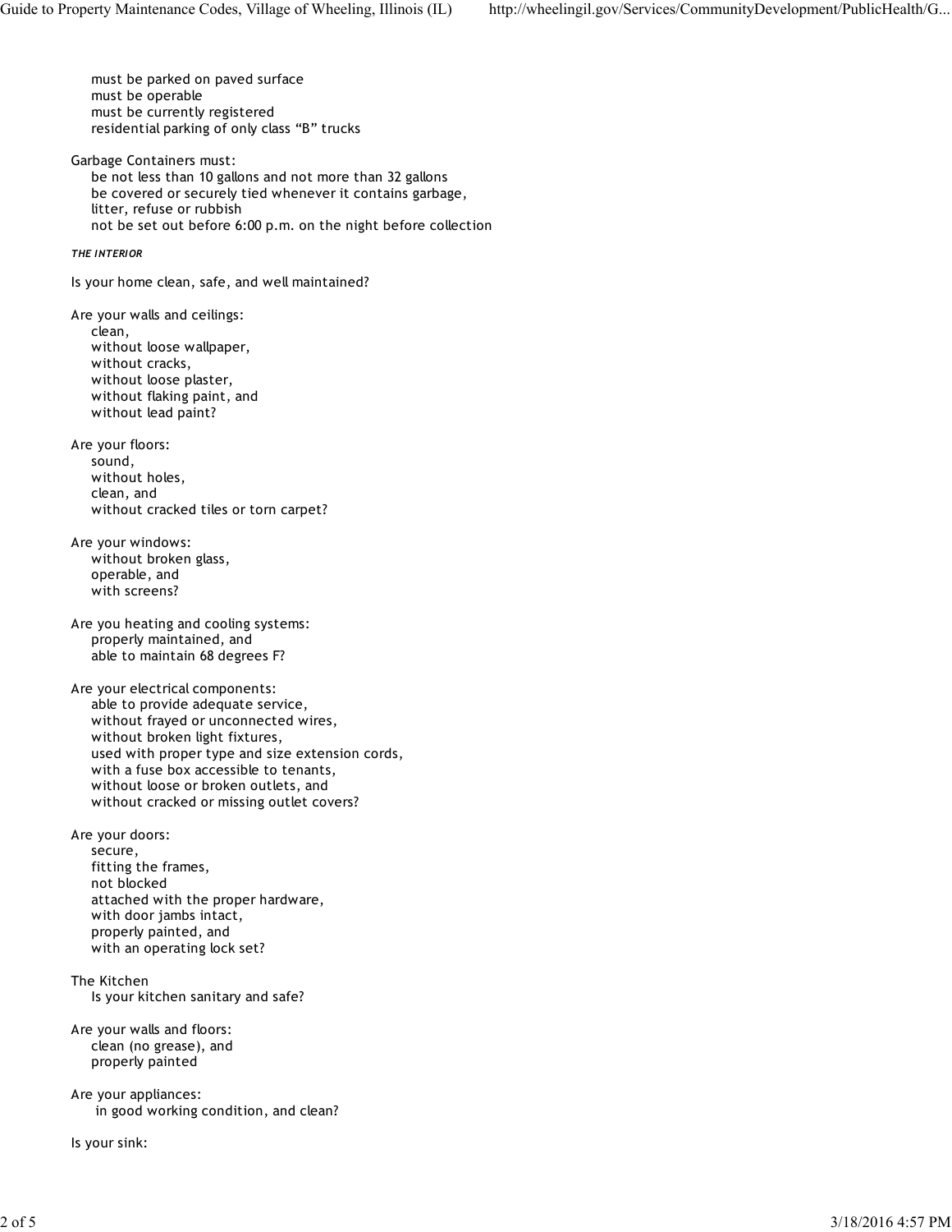- must be parked on paved surface
- must be operable
- must be currently registered
- residential parking of only class “B” trucks

Garbage Containers must:

- be not less than 10 gallons and not more than 32 gallons
- be covered or securely tied whenever it contains garbage, litter, refuse or rubbish
- not be set out before 6:00 p.m. on the night before collection

***THE INTERIOR***

Is your home clean, safe, and well maintained?

Are your walls and ceilings:

- clean,
- without loose wallpaper,
- without cracks,
- without loose plaster,
- without flaking paint, and
- without lead paint?

Are your floors:

- sound,
- without holes,
- clean, and
- without cracked tiles or torn carpet?

Are your windows:

- without broken glass,
- operable, and
- with screens?

Are you heating and cooling systems:

- properly maintained, and
- able to maintain 68 degrees F?

Are your electrical components:

- able to provide adequate service,
- without frayed or unconnected wires,
- without broken light fixtures,
- used with proper type and size extension cords,
- with a fuse box accessible to tenants,
- without loose or broken outlets, and
- without cracked or missing outlet covers?

Are your doors:

- secure,
- fitting the frames,
- not blocked
- attached with the proper hardware,
- with door jambs intact,
- properly painted, and
- with an operating lock set?

The Kitchen

- Is your kitchen sanitary and safe?

Are your walls and floors:

- clean (no grease), and
- properly painted

Are your appliances:

- in good working condition, and clean?

Is your sink: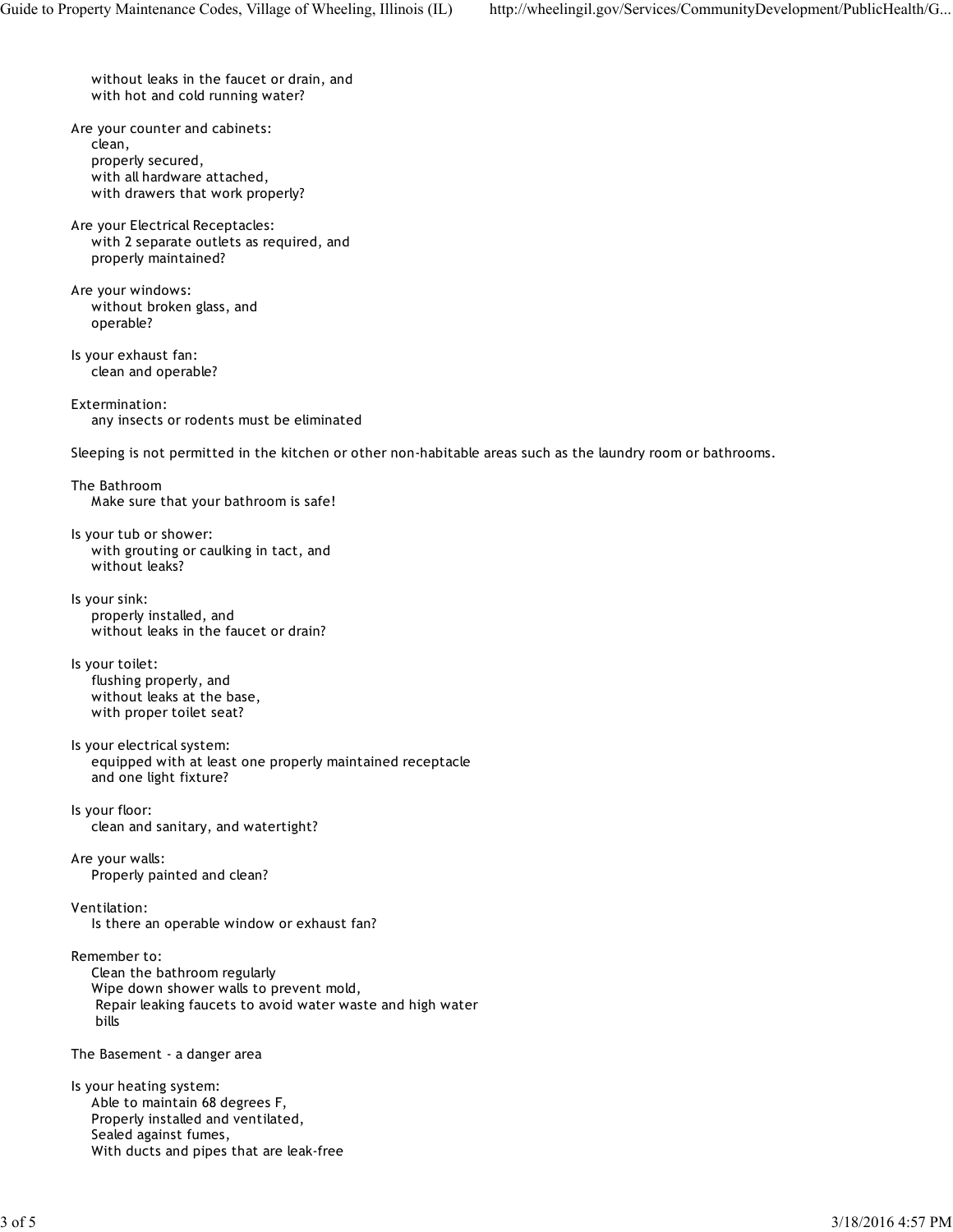without leaks in the faucet or drain, and
with hot and cold running water?

Are your counter and cabinets:
- clean,
- properly secured,
- with all hardware attached,
- with drawers that work properly?

Are your Electrical Receptacles:
- with 2 separate outlets as required, and
- properly maintained?

Are your windows:
- without broken glass, and
- operable?

Is your exhaust fan:
- clean and operable?

Extermination:
- any insects or rodents must be eliminated

Sleeping is not permitted in the kitchen or other non-habitable areas such as the laundry room or bathrooms.

## The Bathroom

Make sure that your bathroom is safe!

Is your tub or shower:
- with grouting or caulking in tact, and
- without leaks?

Is your sink:
- properly installed, and
- without leaks in the faucet or drain?

Is your toilet:
- flushing properly, and
- without leaks at the base,
- with proper toilet seat?

Is your electrical system:
- equipped with at least one properly maintained receptacle and one light fixture?

Is your floor:
- clean and sanitary, and watertight?

Are your walls:
- Properly painted and clean?

Ventilation:
- Is there an operable window or exhaust fan?

Remember to:
- Clean the bathroom regularly
- Wipe down shower walls to prevent mold,
- Repair leaking faucets to avoid water waste and high water bills

## The Basement - a danger area

Is your heating system:
- Able to maintain 68 degrees F,
- Properly installed and ventilated,
- Sealed against fumes,
- With ducts and pipes that are leak-free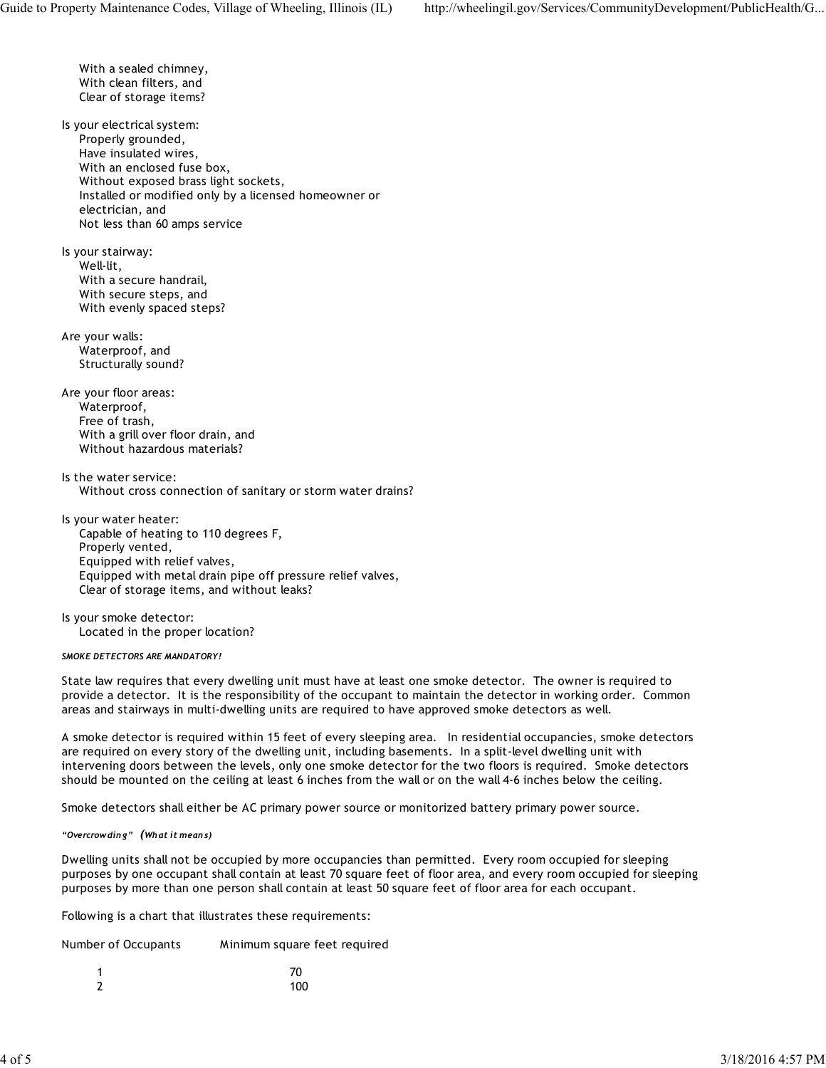With a sealed chimney,
With clean filters, and
Clear of storage items?

Is your electrical system:
- Properly grounded,
- Have insulated wires,
- With an enclosed fuse box,
- Without exposed brass light sockets,
- Installed or modified only by a licensed homeowner or electrician, and
- Not less than 60 amps service

Is your stairway:
- Well-lit,
- With a secure handrail,
- With secure steps, and
- With evenly spaced steps?

Are your walls:
- Waterproof, and
- Structurally sound?

Are your floor areas:
- Waterproof,
- Free of trash,
- With a grill over floor drain, and
- Without hazardous materials?

Is the water service:
- Without cross connection of sanitary or storm water drains?

Is your water heater:
- Capable of heating to 110 degrees F,
- Properly vented,
- Equipped with relief valves,
- Equipped with metal drain pipe off pressure relief valves,
- Clear of storage items, and without leaks?

Is your smoke detector:
- Located in the proper location?

***SMOKE DETECTORS ARE MANDATORY!***

State law requires that every dwelling unit must have at least one smoke detector. The owner is required to provide a detector. It is the responsibility of the occupant to maintain the detector in working order. Common areas and stairways in multi-dwelling units are required to have approved smoke detectors as well.

A smoke detector is required within 15 feet of every sleeping area. In residential occupancies, smoke detectors are required on every story of the dwelling unit, including basements. In a split-level dwelling unit with intervening doors between the levels, only one smoke detector for the two floors is required. Smoke detectors should be mounted on the ceiling at least 6 inches from the wall or on the wall 4-6 inches below the ceiling.

Smoke detectors shall either be AC primary power source or monitorized battery primary power source.

***"Overcrowding" (What it means)***

Dwelling units shall not be occupied by more occupancies than permitted. Every room occupied for sleeping purposes by one occupant shall contain at least 70 square feet of floor area, and every room occupied for sleeping purposes by more than one person shall contain at least 50 square feet of floor area for each occupant.

Following is a chart that illustrates these requirements:

| Number of Occupants | Minimum square feet required |
|---|---|
| 1 | 70 |
| 2 | 100 |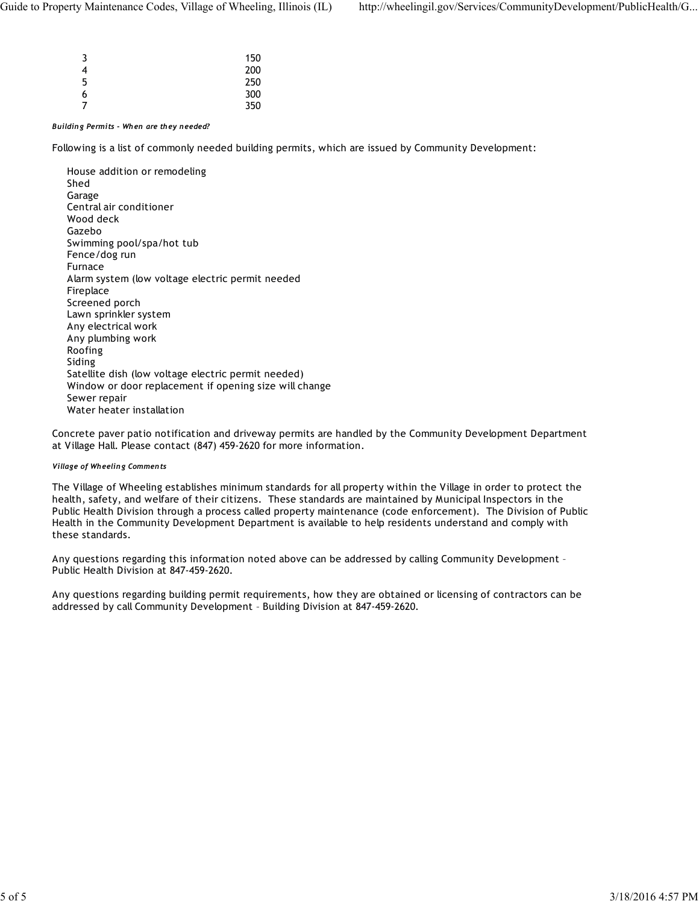| | |
|---|---|
| 3 | 150 |
| 4 | 200 |
| 5 | 250 |
| 6 | 300 |
| 7 | 350 |

***Building Permits - When are they needed?***

Following is a list of commonly needed building permits, which are issued by Community Development:

- House addition or remodeling
- Shed
- Garage
- Central air conditioner
- Wood deck
- Gazebo
- Swimming pool/spa/hot tub
- Fence/dog run
- Furnace
- Alarm system (low voltage electric permit needed
- Fireplace
- Screened porch
- Lawn sprinkler system
- Any electrical work
- Any plumbing work
- Roofing
- Siding
- Satellite dish (low voltage electric permit needed)
- Window or door replacement if opening size will change
- Sewer repair
- Water heater installation

Concrete paver patio notification and driveway permits are handled by the Community Development Department at Village Hall. Please contact (847) 459-2620 for more information.

***Village of Wheeling Comments***

The Village of Wheeling establishes minimum standards for all property within the Village in order to protect the health, safety, and welfare of their citizens. These standards are maintained by Municipal Inspectors in the Public Health Division through a process called property maintenance (code enforcement). The Division of Public Health in the Community Development Department is available to help residents understand and comply with these standards.

Any questions regarding this information noted above can be addressed by calling Community Development – Public Health Division at 847-459-2620.

Any questions regarding building permit requirements, how they are obtained or licensing of contractors can be addressed by call Community Development – Building Division at 847-459-2620.